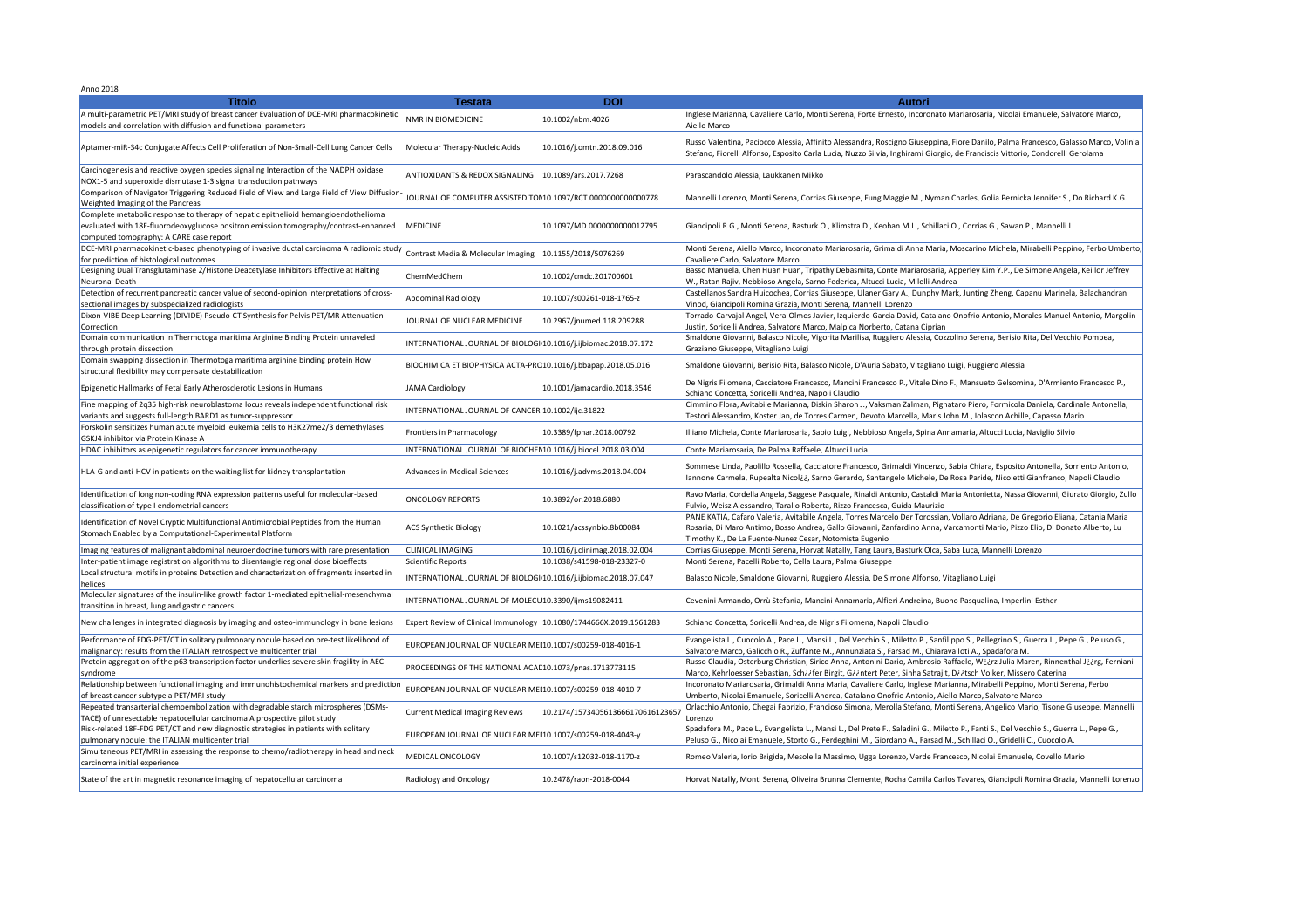Anno 2018

| Titolo | Testata | DOI | Autori |
| --- | --- | --- | --- |
| A multi-parametric PET/MRI study of breast cancer Evaluation of DCE-MRI pharmacokinetic models and correlation with diffusion and functional parameters | NMR IN BIOMEDICINE | 10.1002/nbm.4026 | Inglese Marianna, Cavaliere Carlo, Monti Serena, Forte Ernesto, Incoronato Mariarosaria, Nicolai Emanuele, Salvatore Marco, Aiello Marco |
| Aptamer-miR-34c Conjugate Affects Cell Proliferation of Non-Small-Cell Lung Cancer Cells | Molecular Therapy-Nucleic Acids | 10.1016/j.omtn.2018.09.016 | Russo Valentina, Paciocco Alessia, Affinito Alessandra, Roscigno Giuseppina, Fiore Danilo, Palma Francesco, Galasso Marco, Volinia Stefano, Fiorelli Alfonso, Esposito Carla Lucia, Nuzzo Silvia, Inghirami Giorgio, de Franciscis Vittorio, Condorelli Gerolama |
| Carcinogenesis and reactive oxygen species signaling Interaction of the NADPH oxidase NOX1-5 and superoxide dismutase 1-3 signal transduction pathways | ANTIOXIDANTS & REDOX SIGNALING | 10.1089/ars.2017.7268 | Parascandolo Alessia, Laukkanen Mikko |
| Comparison of Navigator Triggering Reduced Field of View and Large Field of View Diffusion-Weighted Imaging of the Pancreas | JOURNAL OF COMPUTER ASSISTED TOM | 10.1097/RCT.0000000000000778 | Mannelli Lorenzo, Monti Serena, Corrias Giuseppe, Fung Maggie M., Nyman Charles, Golia Pernicka Jennifer S., Do Richard K.G. |
| Complete metabolic response to therapy of hepatic epithelioid hemangioendothelioma evaluated with 18F-fluorodeoxyglucose positron emission tomography/contrast-enhanced computed tomography: A CARE case report | MEDICINE | 10.1097/MD.0000000000012795 | Giancipoli R.G., Monti Serena, Basturk O., Klimstra D., Keohan M.L., Schillaci O., Corrias G., Sawan P., Mannelli L. |
| DCE-MRI pharmacokinetic-based phenotyping of invasive ductal carcinoma A radiomic study for prediction of histological outcomes | Contrast Media & Molecular Imaging | 10.1155/2018/5076269 | Monti Serena, Aiello Marco, Incoronato Mariarosaria, Grimaldi Anna Maria, Moscarino Michela, Mirabelli Peppino, Ferbo Umberto, Cavaliere Carlo, Salvatore Marco |
| Designing Dual Transglutaminase 2/Histone Deacetylase Inhibitors Effective at Halting Neuronal Death | ChemMedChem | 10.1002/cmdc.201700601 | Basso Manuela, Chen Huan Huan, Tripathy Debasmita, Conte Mariarosaria, Apperley Kim Y.P., De Simone Angela, Keillor Jeffrey W., Ratan Rajiv, Nebbioso Angela, Sarno Federica, Altucci Lucia, Milelli Andrea |
| Detection of recurrent pancreatic cancer value of second-opinion interpretations of cross-sectional images by subspecialized radiologists | Abdominal Radiology | 10.1007/s00261-018-1765-z | Castellanos Sandra Huicochea, Corrias Giuseppe, Ulaner Gary A., Dunphy Mark, Junting Zheng, Capanu Marinela, Balachandran Vinod, Giancipoli Romina Grazia, Monti Serena, Mannelli Lorenzo |
| Dixon-VIBE Deep Learning (DIVIDE) Pseudo-CT Synthesis for Pelvis PET/MR Attenuation Correction | JOURNAL OF NUCLEAR MEDICINE | 10.2967/jnumed.118.209288 | Torrado-Carvajal Angel, Vera-Olmos Javier, Izquierdo-Garcia David, Catalano Onofrio Antonio, Morales Manuel Antonio, Margolin Justin, Soricelli Andrea, Salvatore Marco, Malpica Norberto, Catana Ciprian |
| Domain communication in Thermotoga maritima Arginine Binding Protein unraveled through protein dissection | INTERNATIONAL JOURNAL OF BIOLOGI | 10.1016/j.ijbiomac.2018.07.172 | Smaldone Giovanni, Balasco Nicole, Vigorita Marilisa, Ruggiero Alessia, Cozzolino Serena, Berisio Rita, Del Vecchio Pompea, Graziano Giuseppe, Vitagliano Luigi |
| Domain swapping dissection in Thermotoga maritima arginine binding protein How structural flexibility may compensate destabilization | BIOCHIMICA ET BIOPHYSICA ACTA-PRO | 10.1016/j.bbapap.2018.05.016 | Smaldone Giovanni, Berisio Rita, Balasco Nicole, D'Auria Sabato, Vitagliano Luigi, Ruggiero Alessia |
| Epigenetic Hallmarks of Fetal Early Atherosclerotic Lesions in Humans | JAMA Cardiology | 10.1001/jamacardio.2018.3546 | De Nigris Filomena, Cacciatore Francesco, Mancini Francesco P., Vitale Dino F., Mansueto Gelsomina, D'Armiento Francesco P., Schiano Concetta, Soricelli Andrea, Napoli Claudio |
| Fine mapping of 2q35 high-risk neuroblastoma locus reveals independent functional risk variants and suggests full-length BARD1 as tumor-suppressor | INTERNATIONAL JOURNAL OF CANCER | 10.1002/ijc.31822 | Cimmino Flora, Avitabile Marianna, Diskin Sharon J., Vaksman Zalman, Pignataro Piero, Formicola Daniela, Cardinale Antonella, Testori Alessandro, Koster Jan, de Torres Carmen, Devoto Marcella, Maris John M., Iolascon Achille, Capasso Mario |
| Forskolin sensitizes human acute myeloid leukemia cells to H3K27me2/3 demethylases GSKJ4 inhibitor via Protein Kinase A | Frontiers in Pharmacology | 10.3389/fphar.2018.00792 | Illiano Michela, Conte Mariarosaria, Sapio Luigi, Nebbioso Angela, Spina Annamaria, Altucci Lucia, Naviglio Silvio |
| HDAC inhibitors as epigenetic regulators for cancer immunotherapy | INTERNATIONAL JOURNAL OF BIOCHEM | 10.1016/j.biocel.2018.03.004 | Conte Mariarosaria, De Palma Raffaele, Altucci Lucia |
| HLA-G and anti-HCV in patients on the waiting list for kidney transplantation | Advances in Medical Sciences | 10.1016/j.advms.2018.04.004 | Sommese Linda, Paolillo Rossella, Cacciatore Francesco, Grimaldi Vincenzo, Sabia Chiara, Esposito Antonella, Sorriento Antonio, Iannone Carmela, Rupealta Nicol¿¿, Sarno Gerardo, Santangelo Michele, De Rosa Paride, Nicoletti Gianfranco, Napoli Claudio |
| Identification of long non-coding RNA expression patterns useful for molecular-based classification of type I endometrial cancers | ONCOLOGY REPORTS | 10.3892/or.2018.6880 | Ravo Maria, Cordella Angela, Saggese Pasquale, Rinaldi Antonio, Castaldi Maria Antonietta, Nassa Giovanni, Giurato Giorgio, Zullo Fulvio, Weisz Alessandro, Tarallo Roberta, Rizzo Francesca, Guida Maurizio |
| Identification of Novel Cryptic Multifunctional Antimicrobial Peptides from the Human Stomach Enabled by a Computational-Experimental Platform | ACS Synthetic Biology | 10.1021/acssynbio.8b00084 | PANE KATIA, Cafaro Valeria, Avitabile Angela, Torres Marcelo Der Torossian, Vollaro Adriana, De Gregorio Eliana, Catania Maria Rosaria, Di Maro Antimo, Bosso Andrea, Gallo Giovanni, Zanfardino Anna, Varcamonti Mario, Pizzo Elio, Di Donato Alberto, Lu Timothy K., De La Fuente-Nunez Cesar, Notomista Eugenio |
| Imaging features of malignant abdominal neuroendocrine tumors with rare presentation | CLINICAL IMAGING | 10.1016/j.clinimag.2018.02.004 | Corrias Giuseppe, Monti Serena, Horvat Natally, Tang Laura, Basturk Olca, Saba Luca, Mannelli Lorenzo |
| Inter-patient image registration algorithms to disentangle regional dose bioeffects | Scientific Reports | 10.1038/s41598-018-23327-0 | Monti Serena, Pacelli Roberto, Cella Laura, Palma Giuseppe |
| Local structural motifs in proteins Detection and characterization of fragments inserted in helices | INTERNATIONAL JOURNAL OF BIOLOGI | 10.1016/j.ijbiomac.2018.07.047 | Balasco Nicole, Smaldone Giovanni, Ruggiero Alessia, De Simone Alfonso, Vitagliano Luigi |
| Molecular signatures of the insulin-like growth factor 1-mediated epithelial-mesenchymal transition in breast, lung and gastric cancers | INTERNATIONAL JOURNAL OF MOLECU | 10.3390/ijms19082411 | Cevenini Armando, Orrù Stefania, Mancini Annamaria, Alfieri Andreina, Buono Pasqualina, Imperlini Esther |
| New challenges in integrated diagnosis by imaging and osteo-immunology in bone lesions | Expert Review of Clinical Immunology | 10.1080/1744666X.2019.1561283 | Schiano Concetta, Soricelli Andrea, de Nigris Filomena, Napoli Claudio |
| Performance of FDG-PET/CT in solitary pulmonary nodule based on pre-test likelihood of malignancy: results from the ITALIAN retrospective multicenter trial | EUROPEAN JOURNAL OF NUCLEAR MEI | 10.1007/s00259-018-4016-1 | Evangelista L., Cuocolo A., Pace L., Mansi L., Del Vecchio S., Miletto P., Sanfilippo S., Pellegrino S., Guerra L., Pepe G., Peluso G., Salvatore Marco, Galicchio R., Zuffante M., Annunziata S., Farsad M., Chiaravalloti A., Spadafora M. |
| Protein aggregation of the p63 transcription factor underlies severe skin fragility in AEC syndrome | PROCEEDINGS OF THE NATIONAL ACAI | 10.1073/pnas.1713773115 | Russo Claudia, Osterburg Christian, Sirico Anna, Antonini Dario, Ambrosio Raffaele, W¿¿rz Julia Maren, Rinnenthal J¿¿rg, Ferniani Marco, Kehrloesser Sebastian, Sch¿¿fer Birgit, G¿¿ntert Peter, Sinha Satrajit, D¿¿tsch Volker, Missero Caterina |
| Relationship between functional imaging and immunohistochemical markers and prediction of breast cancer subtype a PET/MRI study | EUROPEAN JOURNAL OF NUCLEAR MEI | 10.1007/s00259-018-4010-7 | Incoronato Mariarosaria, Grimaldi Anna Maria, Cavaliere Carlo, Inglese Marianna, Mirabelli Peppino, Monti Serena, Ferbo Umberto, Nicolai Emanuele, Soricelli Andrea, Catalano Onofrio Antonio, Aiello Marco, Salvatore Marco |
| Repeated transarterial chemoembolization with degradable starch microspheres (DSMs-TACE) of unresectable hepatocellular carcinoma A prospective pilot study | Current Medical Imaging Reviews | 10.2174/1573405613666170616123657 | Orlacchio Antonio, Chegai Fabrizio, Francioso Simona, Merolla Stefano, Monti Serena, Angelico Mario, Tisone Giuseppe, Mannelli Lorenzo |
| Risk-related 18F-FDG PET/CT and new diagnostic strategies in patients with solitary pulmonary nodule: the ITALIAN multicenter trial | EUROPEAN JOURNAL OF NUCLEAR MEI | 10.1007/s00259-018-4043-y | Spadafora M., Pace L., Evangelista L., Mansi L., Del Prete F., Saladini G., Miletto P., Fanti S., Del Vecchio S., Guerra L., Pepe G., Peluso G., Nicolai Emanuele, Storto G., Ferdeghini M., Giordano A., Farsad M., Schillaci O., Gridelli C., Cuocolo A. |
| Simultaneous PET/MRI in assessing the response to chemo/radiotherapy in head and neck carcinoma initial experience | MEDICAL ONCOLOGY | 10.1007/s12032-018-1170-z | Romeo Valeria, Iorio Brigida, Mesolella Massimo, Ugga Lorenzo, Verde Francesco, Nicolai Emanuele, Covello Mario |
| State of the art in magnetic resonance imaging of hepatocellular carcinoma | Radiology and Oncology | 10.2478/raon-2018-0044 | Horvat Natally, Monti Serena, Oliveira Brunna Clemente, Rocha Camila Carlos Tavares, Giancipoli Romina Grazia, Mannelli Lorenzo |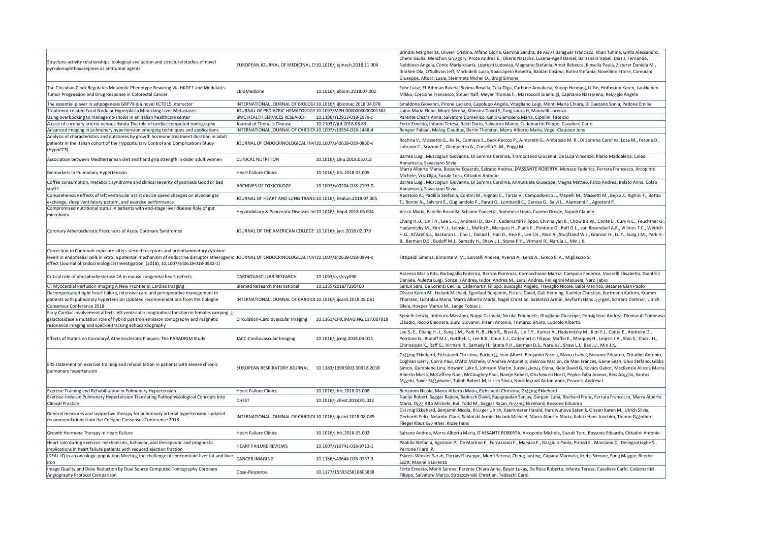| Title | Journal | DOI | Authors |
|---|---|---|---|
| Structure-activity relationships, biological evaluation and structural studies of novel pyrrolonaphthoxazepines as antitumor agents | EUROPEAN JOURNAL OF MEDICINAL CI | 10.1016/j.ejmech.2018.11.004 | Brindisi Margherita, Ulivieri Cristina, Alfano Gloria, Gemma Sandra, de As¿¿s Balaguer Francisco, Khan Tuhina, Grillo Alessandro, Chemi Giulia, Menchon Gr¿¿gory, Prota Andrea E., Olieric Natacha, Lucena-Agell Daniel, Barasoain Isabel, Diaz J. Fernando, Nebbioso Angela, Conte Mariarosaria, Lopresti Ludovica, Magnano Stefania, Amet Rebecca, Kinsella Paula, Zisterer Daniela M., Ibrahim Ola, O'Sullivan Jeff, Morbidelli Lucia, Spaccapelo Roberta, Baldari Cosima, Butini Stefania, Novellino Ettore, Campiani Giuseppe, Altucci Lucia, Steinmetz Michel O., Brogi Simone |
| The Circadian Clock Regulates Metabolic Phenotype Rewiring Via HKDC1 and Modulates Tumor Progression and Drug Response in Colorectal Cancer | EBioMedicine | 10.1016/j.ebiom.2018.07.002 | Fuhr Luise, El-Athman Rukeia, Scrima Rosella, Cela Olga, Carbone Annalucia, Knoop Henning, Li Yin, Hoffmann Karen, Laukkanen Mikko, Corcione Francesco, Steuer Ralf, Meyer Thomas F., Mazzoccoli Gianluigi, Capitanio Nazzareno, Rel¿¿gio Angela |
| The essential player in adipogenesis GRP78 is a novel KCTD15 interactor | INTERNATIONAL JOURNAL OF BIOLOGI | 10.1016/j.ijbiomac.2018.04.078 | Smaldone Giovanni, Pirone Luciano, Capolupo Angela, Vitagliano Luigi, Monti Maria Chiara, Di Gaetano Sonia, Pedone Emilia |
| Treatment-related Focal Nodular Hyperplasia Mimicking Liver Metastases | JOURNAL OF PEDIATRIC HEMATOLOGY | 10.1097/MPH.0000000000001362 | Laino Maria Elena, Monti Serena, Klimstra David S, Tang Laura H, Mannelli Lorenzo |
| Using overbooking to manage no-shows in an Italian healthcare center | BMC HEALTH SERVICES RESEARCH | 10.1186/s12913-018-2979-z | Parente Chiara Anna, Salvatore Domenico, Gallo Giampiero Maria, Cipollini Fabrizio |
| A case of coronary arterio-venous fistula The role of cardiac computed tomography | Journal of Thoracic Disease | 10.21037/jtd.2018.08.69 | Forte Ernesto, Infante Teresa, Baldi Dario, Salvatore Marco, Cademartiri Filippo, Cavaliere Carlo |
| Advanced imaging in pulmonary hypertension emerging techniques and applications | INTERNATIONAL JOURNAL OF CARDIO\ | 10.1007/s10554-018-1448-4 | Rengier Fabian, Melzig Claudius, Derlin Thorsten, Marra Alberto Maria, Vogel-Claussen Jens |
| Analysis of characteristics and outcomes by growth hormone treatment duration in adult patients in the Italian cohort of the Hypopituitary Control and Complications Study (HypoCCS) | JOURNAL OF ENDOCRINOLOGICAL INV | 10.1007/s40618-018-0860-x | Rochira V., Mossetto G., Jia N., Cannavo S., Beck-Peccoz P., Aimaretti G., Ambrosio M. R., Di Somma Carolina, Losa M., Ferone D., Lubrano C., Scaroni C., Giampietro A., Corsello S. M., Poggi M. |
| Association between Mediterranean diet and hand grip strength in older adult women | CLINICAL NUTRITION | 10.1016/j.clnu.2018.03.012 | Barrea Luigi, Muscogiuri Giovanna, Di Somma Carolina, Tramontano Giovanni, De Luca Vincenzo, Illario Maddalena, Colao Annamaria, Savastano Silvia |
| Biomarkers in Pulmonary Hypertension | Heart Failure Clinics | 10.1016/j.hfc.2018.03.005 | Marra Alberto Maria, Bossone Eduardo, Salzano Andrea, D'ASSANTE ROBERTA, Monaco Federica, Ferrara Francesco, Arcopinto Michele, Vriz Olga, Suzuki Toru, Cittadini Antonio |
| Coffee consumption, metabolic syndrome and clinical severity of psoriasis Good or bad stuff? | ARCHIVES OF TOXICOLOGY | 10.1007/s00204-018-2193-0 | Barrea Luigi, Muscogiuri Giovanna, Di Somma Carolina, Annunziata Giuseppe, Megna Matteo, Falco Andrea, Balato Anna, Colao Annamaria, Savastano Silvia |
| Comprehensive effects of left ventricular assist device speed changes on alveolar gas exchange, sleep ventilatory pattern, and exercise performance | JOURNAL OF HEART AND LUNG TRANS | 10.1016/j.healun.2018.07.005 | Apostolo A., Paolillo Stefania, Contini M., Vignati C., Tarzia V., Campodonico J., Mapelli M., Massetti M., Bejko J., Righini F., Bottio T., Bonini N., Salvioni E., Gugliandolo P., Parati G., Lombardi C., Gerosa G., Salvi L., Alamanni F., Agostoni P. |
| Compromised nutritional status in patients with end-stage liver disease Role of gut microbiota | Hepatobiliary & Pancreatic Diseases Int | 10.1016/j.hbpd.2018.06.004 | Vasco Maria, Paolillo Rossella, Schiano Concetta, Sommese Linda, Cuomo Oreste, Napoli Claudio |
| Coronary Atherosclerotic Precursors of Acute Coronary Syndromes | JOURNAL OF THE AMERICAN COLLEGE | 10.1016/j.jacc.2018.02.079 | Chang H.-J., Lin F.Y., Lee S.-E., Andreini D., Bax J., Cademartiri Filippo, Chinnaiyan K., Chow B.J.W., Conte E., Cury R.C., Feuchtner G., Hadamitzky M., Kim Y.-J., Leipsic J., Maffei E., Marques H., Plank F., Pontone G., Raff G.L., van Rosendael A.R., Villines T.C., Weirich H.G., Al'Aref S.J., Baskaran L., Cho I., Danad I., Han D., Heo R., Lee J.H., Rizvi A., Stuijfzand W.J., Gransar H., Lu Y., Sung J.M., Park H.-B., Berman D.S., Budoff M.J., Samady H., Shaw L.J., Stone P.H., Virmani R., Narula J., Min J.K. |
| Correction to Cadmium exposure alters steroid receptors and proinflammatory cytokine levels in endothelial cells in vitro: a potential mechanism of endocrine disruptor atherogenic effect (Journal of Endocrinological Investigation, (2018), 10.1007/s40618-018-0982-1) | JOURNAL OF ENDOCRINOLOGICAL INV | 10.1007/s40618-018-0994-x | Fittipaldi Simona, Bimonte V. M., Soricelli Andrea, Aversa A., Lenzi A., Greco E. A., Migliaccio S. |
| Critical role of phosphodiesterase 2A in mouse congenital heart defects | CARDIOVASCULAR RESEARCH | 10.1093/cvr/cvy030 | Assenza Maria Rita, Barbagallo Federica, Barrios Florencia, Cornacchione Marisa, Campolo Federica, Vivarelli Elisabetta, Gianfrilli Daniele, Auletta Luigi, Soricelli Andrea, Isidori Andrea M., Lenzi Andrea, Pellegrini Manuela, Naro Fabio |
| CT Myocardial Perfusion Imaging A New Frontier in Cardiac Imaging | Biomed Research International | 10.1155/2018/7295460 | Seitun Sara, De Lorenzi Cecilia, Cademartiri Filippo, Buscaglia Angelo, Travaglio Nicole, Balbi Manrico, Bezante Gian Paolo |
| Decompensated right heart failure, intensive care and perioperative management in patients with pulmonary hypertension Updated recommendations from the Cologne Consensus Conference 2018 | INTERNATIONAL JOURNAL OF CARDIOL | 10.1016/j.ijcard.2018.08.081 | Olsson Karen M., Halank Michael, Egenlauf Benjamin, Fistera David, Gall Henning, Kaehler Christian, Kortmann Kathrin, Kramm Thorsten, Lichtblau Mona, Marra Alberto Maria, Nagel Christian, Sablotzki Armin, Seyfarth Hans J¿¿rgen, Schranz Dietmar, Ulrich Silvia, Hoeper Marius M., Lange Tobias J. |
| Early Cardiac involvement affects left ventricular longitudinal function in females carrying ¿-galactosidase a mutation role of hybrid positron emission tomography and magnetic resonance imaging and speckle-tracking echocardiography | Circulation-Cardiovascular Imaging | 10.1161/CIRCIMAGING.117.007019 | Spinelli Letizia, Imbriaco Massimo, Nappi Carmela, Nicolai Emanuele, Giugliano Giuseppe, Ponsiglione Andrea, Diomaiuti Tommaso Claudio, Riccio Eleonora, Duro Giovanni, Pisani Antonio, Trimarco Bruno, Cuocolo Alberto |
| Effects of Statins on CoronaryÂ Atherosclerotic Plaques: The PARADIGM Study | JACC-Cardiovascular Imaging | 10.1016/j.jcmg.2018.04.015 | Lee S.-E., Chang H.-J., Sung J.M., Park H.-B., Heo R., Rizvi A., Lin F.Y., Kumar A., Hadamitzky M., Kim Y.J., Conte E., Andreini D., Pontone G., Budoff M.J., Gottlieb I., Lee B.K., Chun E.J., Cademartiri Filippo, Maffei E., Marques H., Leipsic J.A., Shin S., Choi J.H., Chinnaiyan K., Raff G., Virmani R., Samady H., Stone P.H., Berman D.S., Narula J., Shaw L.J., Bax J.J., Min J.K. |
| ERS statement on exercise training and rehabilitation in patients with severe chronic pulmonary hypertension | EUROPEAN RESPIRATORY JOURNAL | 10.1183/13993003.00332-2018 | Gr¿¿nig Ekkehard, Eichstaedt Christina, Barber¿¿ Joan-Albert, Benjamin Nicola, Blanco Isabel, Bossone Eduardo, Cittadini Antonio, Coghlan Gerry, Corris Paul, D'Alto Michele, D'Andrea Antonello, Delcroix Marion, de Man Frances, Gaine Sean, Ghio Stefano, Gibbs Simon, Gumbiene Lina, Howard Luke S, Johnson Martin, Jurevi¿¿ien¿¿ Elena, Kiely David G, Kovacs Gabor, MacKenzie Alison, Marra Alberto Maria, McCaffrey Noel, McCaughey Paul, Naeije Robert, Olschewski Horst, Pepke-Zaba Joanna, Reis Ab¿¿lio, Santos M¿¿rio, Saxer St¿¿phanie, Tulloh Robert M, Ulrich Silvia, Noordegraaf Anton Vonk, Peacock Andrew J |
| Exercise Training and Rehabilitation in Pulmonary Hypertension | Heart Failure Clinics | 10.1016/j.hfc.2018.03.008 | Benjamin Nicola, Marra Alberto Maria, Eichstaedt Christina, Gr¿¿nig Ekkehard |
| Exercise-Induced Pulmonary Hypertension Translating Pathophysiological Concepts Into Clinical Practice | CHEST | 10.1016/j.chest.2018.01.022 | Naeije Robert, Saggar Rajeev, Badesch David, Rajagopalan Sanjay, Gargani Luna, Rischard Franz, Ferrara Francesco, Marra Alberto Maria, D¿¿ Alto Michele, Bull Todd M., Saggar Rajan, Gr¿¿nig Ekkehard, Bossone Eduardo |
| General measures and supportive therapy for pulmonary arterial hypertension Updated recommendations from the Cologne Consensus Conference 2018 | INTERNATIONAL JOURNAL OF CARDIOL | 10.1016/j.ijcard.2018.08.085 | Gr¿¿nig Ekkehard, Benjamin Nicola, Kr¿¿ger Ulrich, Kaemmerer Harald, Harutyunova Satenik, Olsson Karen M., Ulrich Silvia, Gerhardt Felix, Neurohr Claus, Sablotzki Armin, Halank Michael, Marra Alberto Maria, Kabitz Hans Joachim, Thimm G¿¿nther, Fliegel Klaus G¿¿nther, Klose Hans |
| Growth Hormone Therapy in Heart Failure | Heart Failure Clinics | 10.1016/j.hfc.2018.05.002 | Salzano Andrea, Marra Alberto Maria, D'ASSANTE ROBERTA, Arcopinto Michele, Suzuki Toru, Bossone Eduardo, Cittadini Antonio |
| Heart rate during exercise: mechanisms, behavior, and therapeutic and prognostic implications in heart failure patients with reduced ejection fraction | HEART FAILURE REVIEWS | 10.1007/s10741-018-9712-1 | Paolillo Stefania, Agostoni P., De Martino F., Ferrazzano F., Marsico F., Gargiulo Paola, Pirozzi E., Marciano C., Dellegrottaglie S., Perrone Filardi P. |
| IDEAL-IQ in an oncologic population Meeting the challenge of concomitant liver fat and liver iron | CANCER IMAGING | 10.1186/s40644-018-0167-3 | Eskreis-Winkler Sarah, Corrias Giuseppe, Monti Serena, Zheng Junting, Capanu Marinela, Krebs Simone, Fung Maggie, Reeder Scott, Mannelli Lorenzo |
| Image Quality and Dose Reduction by Dual Source Computed Tomography Coronary Angiography Protocol Comparison | Dose-Response | 10.1177/1559325818805838 | Forte Ernesto, Monti Serena, Parente Chiara Anna, Beyer Lukas, De Rosa Roberto, Infante Teresa, Cavaliere Carlo, Cademartiri Filippo, Salvatore Marco, Stroszczynski Christian, Tedeschi Carlo |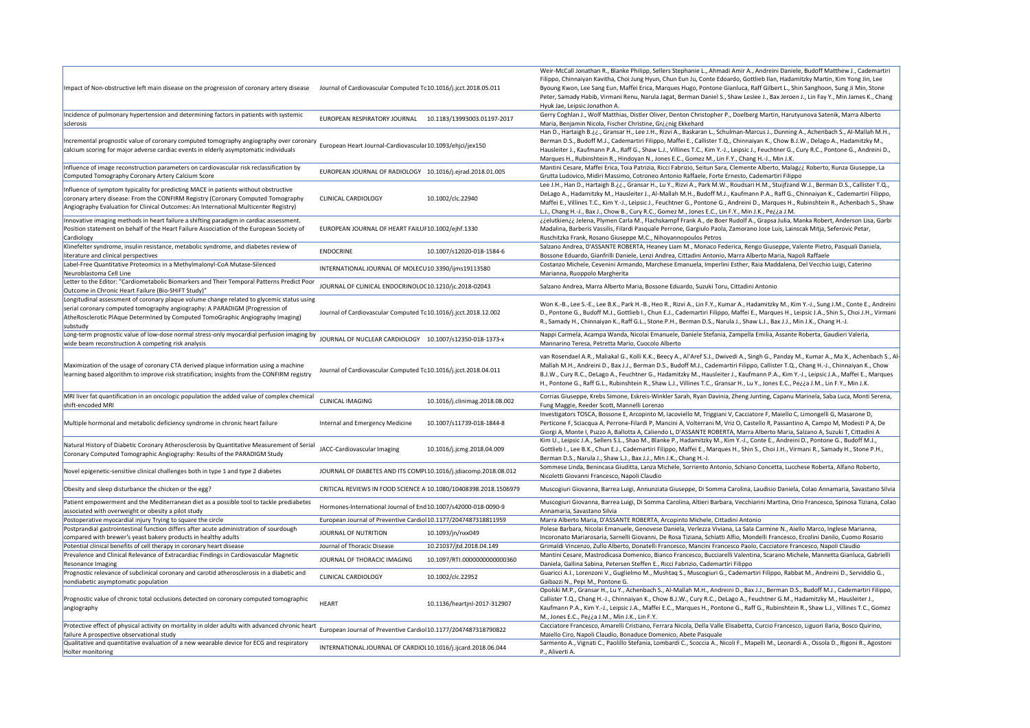| | | | |
|---|---|---|---|
| Impact of Non-obstructive left main disease on the progression of coronary artery disease | Journal of Cardiovascular Computed Tc | 10.1016/j.jcct.2018.05.011 | Weir-McCall Jonathan R., Blanke Philipp, Sellers Stephanie L., Ahmadi Amir A., Andreini Daniele, Budoff Matthew J., Cademartiri Filippo, Chinnaiyan Kavitha, Choi Jung Hyun, Chun Eun Ju, Conte Edoardo, Gottlieb Ilan, Hadamitzky Martin, Kim Yong Jin, Lee Byoung Kwon, Lee Sang Eun, Maffei Erica, Marques Hugo, Pontone Gianluca, Raff Gilbert L., Shin Sanghoon, Sung Ji Min, Stone Peter, Samady Habib, Virmani Renu, Narula Jagat, Berman Daniel S., Shaw Leslee J., Bax Jeroen J., Lin Fay Y., Min James K., Chang Hyuk Jae, Leipsic Jonathon A. |
| Incidence of pulmonary hypertension and determining factors in patients with systemic sclerosis | EUROPEAN RESPIRATORY JOURNAL | 10.1183/13993003.01197-2017 | Gerry Coghlan J., Wolf Matthias, Distler Oliver, Denton Christopher P., Doelberg Martin, Harutyunova Satenik, Marra Alberto Maria, Benjamin Nicola, Fischer Christine, Gr¿¿nig Ekkehard |
| Incremental prognostic value of coronary computed tomography angiography over coronary calcium scoring for major adverse cardiac events in elderly asymptomatic individuals | European Heart Journal-Cardiovascular | 10.1093/ehjci/jex150 | Han D., Hartaigh B.¿¿., Gransar H., Lee J.H., Rizvi A., Baskaran L., Schulman-Marcus J., Dunning A., Achenbach S., Al-Mallah M.H., Berman D.S., Budoff M.J., Cademartiri Filippo, Maffei E., Callister T.Q., Chinnaiyan K., Chow B.J.W., Delago A., Hadamitzky M., Hausleiter J., Kaufmann P.A., Raff G., Shaw L.J., Villines T.C., Kim Y.-J., Leipsic J., Feuchtner G., Cury R.C., Pontone G., Andreini D., Marques H., Rubinshtein R., Hindoyan N., Jones E.C., Gomez M., Lin F.Y., Chang H.-J., Min J.K. |
| Influence of image reconstruction parameters on cardiovascular risk reclassification by Computed Tomography Coronary Artery Calcium Score | EUROPEAN JOURNAL OF RADIOLOGY | 10.1016/j.ejrad.2018.01.005 | Mantini Cesare, Maffei Erica, Toia Patrizia, Ricci Fabrizio, Seitun Sara, Clemente Alberto, Malag¿¿ Roberto, Runza Giuseppe, La Grutta Ludovico, Midiri Massimo, Cotroneo Antonio Raffaele, Forte Ernesto, Cademartiri Filippo |
| Influence of symptom typicality for predicting MACE in patients without obstructive coronary artery disease: From the CONFIRM Registry (Coronary Computed Tomography Angiography Evaluation for Clinical Outcomes: An International Multicenter Registry) | CLINICAL CARDIOLOGY | 10.1002/clc.22940 | Lee J.H., Han D., Hartaigh B.¿¿., Gransar H., Lu Y., Rizvi A., Park M.W., Roudsari H.M., Stuijfzand W.J., Berman D.S., Callister T.Q., DeLago A., Hadamitzky M., Hausleiter J., Al-Mallah M.H., Budoff M.J., Kaufmann P.A., Raff G., Chinnaiyan K., Cademartiri Filippo, Maffei E., Villines T.C., Kim Y.-J., Leipsic J., Feuchtner G., Pontone G., Andreini D., Marques H., Rubinshtein R., Achenbach S., Shaw L.J., Chang H.-J., Bax J., Chow B., Cury R.C., Gomez M., Jones E.C., Lin F.Y., Min J.K., Pe¿¿a J.M. |
| Innovative imaging methods in heart failure a shifting paradigm in cardiac assessment. Position statement on behalf of the Heart Failure Association of the European Society of Cardiology | EUROPEAN JOURNAL OF HEART FAILUF | 10.1002/ejhf.1330 | ¿¿elutkien¿¿ Jelena, Plymen Carla M., Flachskampf Frank A., de Boer Rudolf A., Grapsa Julia, Manka Robert, Anderson Lisa, Garbi Madalina, Barberis Vassilis, Filardi Pasquale Perrone, Gargiulo Paola, Zamorano Jose Luis, Lainscak Mitja, Seferovic Petar, Ruschitzka Frank, Rosano Giuseppe M.C., Nihoyannopoulos Petros |
| Klinefelter syndrome, insulin resistance, metabolic syndrome, and diabetes review of literature and clinical perspectives | ENDOCRINE | 10.1007/s12020-018-1584-6 | Salzano Andrea, D'ASSANTE ROBERTA, Heaney Liam M., Monaco Federica, Rengo Giuseppe, Valente Pietro, Pasquali Daniela, Bossone Eduardo, Gianfrilli Daniele, Lenzi Andrea, Cittadini Antonio, Marra Alberto Maria, Napoli Raffaele |
| Label-Free Quantitative Proteomics in a Methylmalonyl-CoA Mutase-Silenced Neuroblastoma Cell Line | INTERNATIONAL JOURNAL OF MOLECU | 10.3390/ijms19113580 | Costanzo Michele, Cevenini Armando, Marchese Emanuela, Imperlini Esther, Raia Maddalena, Del Vecchio Luigi, Caterino Marianna, Ruoppolo Margherita |
| Letter to the Editor: "Cardiometabolic Biomarkers and Their Temporal Patterns Predict Poor Outcome in Chronic Heart Failure (Bio-SHiFT Study)" | JOURNAL OF CLINICAL ENDOCRINOLOC | 10.1210/jc.2018-02043 | Salzano Andrea, Marra Alberto Maria, Bossone Eduardo, Suzuki Toru, Cittadini Antonio |
| Longitudinal assessment of coronary plaque volume change related to glycemic status using serial coronary computed tomography angiography: A PARADIGM (Progression of AtheRosclerotic PlAque DetermIned by Computed TomoGraphic Angiography Imaging) substudy | Journal of Cardiovascular Computed Tc | 10.1016/j.jcct.2018.12.002 | Won K.-B., Lee S.-E., Lee B.K., Park H.-B., Heo R., Rizvi A., Lin F.Y., Kumar A., Hadamitzky M., Kim Y.-J., Sung J.M., Conte E., Andreini D., Pontone G., Budoff M.J., Gottlieb I., Chun E.J., Cademartiri Filippo, Maffei E., Marques H., Leipsic J.A., Shin S., Choi J.H., Virmani R., Samady H., Chinnaiyan K., Raff G.L., Stone P.H., Berman D.S., Narula J., Shaw L.J., Bax J.J., Min J.K., Chang H.-J. |
| Long-term prognostic value of low-dose normal stress-only myocardial perfusion imaging by wide beam reconstruction A competing risk analysis | JOURNAL OF NUCLEAR CARDIOLOGY | 10.1007/s12350-018-1373-x | Nappi Carmela, Acampa Wanda, Nicolai Emanuele, Daniele Stefania, Zampella Emilia, Assante Roberta, Gaudieri Valeria, Mannarino Teresa, Petretta Mario, Cuocolo Alberto |
| Maximization of the usage of coronary CTA derived plaque information using a machine learning based algorithm to improve risk stratification; insights from the CONFIRM registry | Journal of Cardiovascular Computed Tc | 10.1016/j.jcct.2018.04.011 | van Rosendael A.R., Maliakal G., Kolli K.K., Beecy A., Al'Aref S.J., Dwivedi A., Singh G., Panday M., Kumar A., Ma X., Achenbach S., Al-Mallah M.H., Andreini D., Bax J.J., Berman D.S., Budoff M.J., Cademartiri Filippo, Callister T.Q., Chang H.-J., Chinnaiyan K., Chow B.J.W., Cury R.C., DeLago A., Feuchtner G., Hadamitzky M., Hausleiter J., Kaufmann P.A., Kim Y.-J., Leipsic J.A., Maffei E., Marques H., Pontone G., Raff G.L., Rubinshtein R., Shaw L.J., Villines T.C., Gransar H., Lu Y., Jones E.C., Pe¿¿a J.M., Lin F.Y., Min J.K. |
| MRI liver fat quantification in an oncologic population the added value of complex chemical shift-encoded MRI | CLINICAL IMAGING | 10.1016/j.clinimag.2018.08.002 | Corrias Giuseppe, Krebs Simone, Eskreis-Winkler Sarah, Ryan Davinia, Zheng Junting, Capanu Marinela, Saba Luca, Monti Serena, Fung Maggie, Reeder Scott, Mannelli Lorenzo |
| Multiple hormonal and metabolic deficiency syndrome in chronic heart failure | Internal and Emergency Medicine | 10.1007/s11739-018-1844-8 | Investigators TOSCA, Bossone E, Arcopinto M, Iacoviello M, Triggiani V, Cacciatore F, Maiello C, Limongelli G, Masarone D, Perticone F, Sciacqua A, Perrone-Filardi P, Mancini A, Volterrani M, Vriz O, Castello R, Passantino A, Campo M, Modesti P A, De Giorgi A, Monte I, Puzzo A, Ballotta A, Caliendo L, D'ASSANTE ROBERTA, Marra Alberto Maria, Salzano A, Suzuki T, Cittadini A |
| Natural History of Diabetic Coronary Atherosclerosis by Quantitative Measurement of Serial Coronary Computed Tomographic Angiography: Results of the PARADIGM Study | JACC-Cardiovascular Imaging | 10.1016/j.jcmg.2018.04.009 | Kim U., Leipsic J.A., Sellers S.L., Shao M., Blanke P., Hadamitzky M., Kim Y.-J., Conte E., Andreini D., Pontone G., Budoff M.J., Gottlieb I., Lee B.K., Chun E.J., Cademartiri Filippo, Maffei E., Marques H., Shin S., Choi J.H., Virmani R., Samady H., Stone P.H., Berman D.S., Narula J., Shaw L.J., Bax J.J., Min J.K., Chang H.-J. |
| Novel epigenetic-sensitive clinical challenges both in type 1 and type 2 diabetes | JOURNAL OF DIABETES AND ITS COMPI | 10.1016/j.jdiacomp.2018.08.012 | Sommese Linda, Benincasa Giuditta, Lanza Michele, Sorriento Antonio, Schiano Concetta, Lucchese Roberta, Alfano Roberto, Nicoletti Giovanni Francesco, Napoli Claudio |
| Obesity and sleep disturbance the chicken or the egg? | CRITICAL REVIEWS IN FOOD SCIENCE A | 10.1080/10408398.2018.1506979 | Muscogiuri Giovanna, Barrea Luigi, Annunziata Giuseppe, Di Somma Carolina, Laudisio Daniela, Colao Annamaria, Savastano Silvia |
| Patient empowerment and the Mediterranean diet as a possible tool to tackle prediabetes associated with overweight or obesity a pilot study | Hormones-International Journal of End | 10.1007/s42000-018-0090-9 | Muscogiuri Giovanna, Barrea Luigi, Di Somma Carolina, Altieri Barbara, Vecchiarini Martina, Orio Francesco, Spinosa Tiziana, Colao Annamaria, Savastano Silvia |
| Postoperative myocardial injury Trying to square the circle | European Journal of Preventive Cardiol | 10.1177/2047487318811959 | Marra Alberto Maria, D'ASSANTE ROBERTA, Arcopinto Michele, Cittadini Antonio |
| Postprandial gastrointestinal function differs after acute administration of sourdough compared with brewer's yeast bakery products in healthy adults | JOURNAL OF NUTRITION | 10.1093/jn/nxx049 | Polese Barbara, Nicolai Emanuele, Genovese Daniela, Verlezza Viviana, La Sala Carmine N., Aiello Marco, Inglese Marianna, Incoronato Mariarosaria, Sarnelli Giovanni, De Rosa Tiziana, Schiatti Alfio, Mondelli Francesco, Ercolini Danilo, Cuomo Rosario |
| Potential clinical benefits of cell therapy in coronary heart disease | Journal of Thoracic Disease | 10.21037/jtd.2018.04.149 | Grimaldi Vincenzo, Zullo Alberto, Donatelli Francesco, Mancini Francesco Paolo, Cacciatore Francesco, Napoli Claudio |
| Prevalence and Clinical Relevance of Extracardiac Findings in Cardiovascular Magnetic Resonance Imaging | JOURNAL OF THORACIC IMAGING | 10.1097/RTI.0000000000000360 | Mantini Cesare, Mastrodicasa Domenico, Bianco Francesco, Bucciarelli Valentina, Scarano Michele, Mannetta Gianluca, Gabrielli Daniela, Gallina Sabina, Petersen Steffen E., Ricci Fabrizio, Cademartiri Filippo |
| Prognostic relevance of subclinical coronary and carotid atherosclerosis in a diabetic and nondiabetic asymptomatic population | CLINICAL CARDIOLOGY | 10.1002/clc.22952 | Guaricci A.I., Lorenzoni V., Guglielmo M., Mushtaq S., Muscogiuri G., Cademartiri Filippo, Rabbat M., Andreini D., Serviddio G., Gaibazzi N., Pepi M., Pontone G. |
| Prognostic value of chronic total occlusions detected on coronary computed tomographic angiography | HEART | 10.1136/heartjnl-2017-312907 | Opolski M.P., Gransar H., Lu Y., Achenbach S., Al-Mallah M.H., Andreini D., Bax J.J., Berman D.S., Budoff M.J., Cademartiri Filippo, Callister T.Q., Chang H.-J., Chinnaiyan K., Chow B.J.W., Cury R.C., DeLago A., Feuchtner G.M., Hadamitzky M., Hausleiter J., Kaufmann P.A., Kim Y.-J., Leipsic J.A., Maffei E., Marques H., Pontone G., Raff G., Rubinshtein R., Shaw L.J., Villines T.C., Gomez M., Jones E.C., Pe¿¿a J.M., Min J.K., Lin F.Y. |
| Protective effect of physical activity on mortality in older adults with advanced chronic heart failure A prospective observational study | European Journal of Preventive Cardiol | 10.1177/2047487318790822 | Cacciatore Francesco, Amarelli Cristiano, Ferrara Nicola, Della Valle Elisabetta, Curcio Francesco, Liguori Ilaria, Bosco Quirino, Maiello Ciro, Napoli Claudio, Bonaduce Domenico, Abete Pasquale |
| Qualitative and quantitative evaluation of a new wearable device for ECG and respiratory Holter monitoring | INTERNATIONAL JOURNAL OF CARDIOI | 10.1016/j.ijcard.2018.06.044 | Sarmento A., Vignati C., Paolillo Stefania, Lombardi C., Scoccia A., Nicoli F., Mapelli M., Leonardi A., Ossola D., Rigoni R., Agostoni P., Aliverti A. |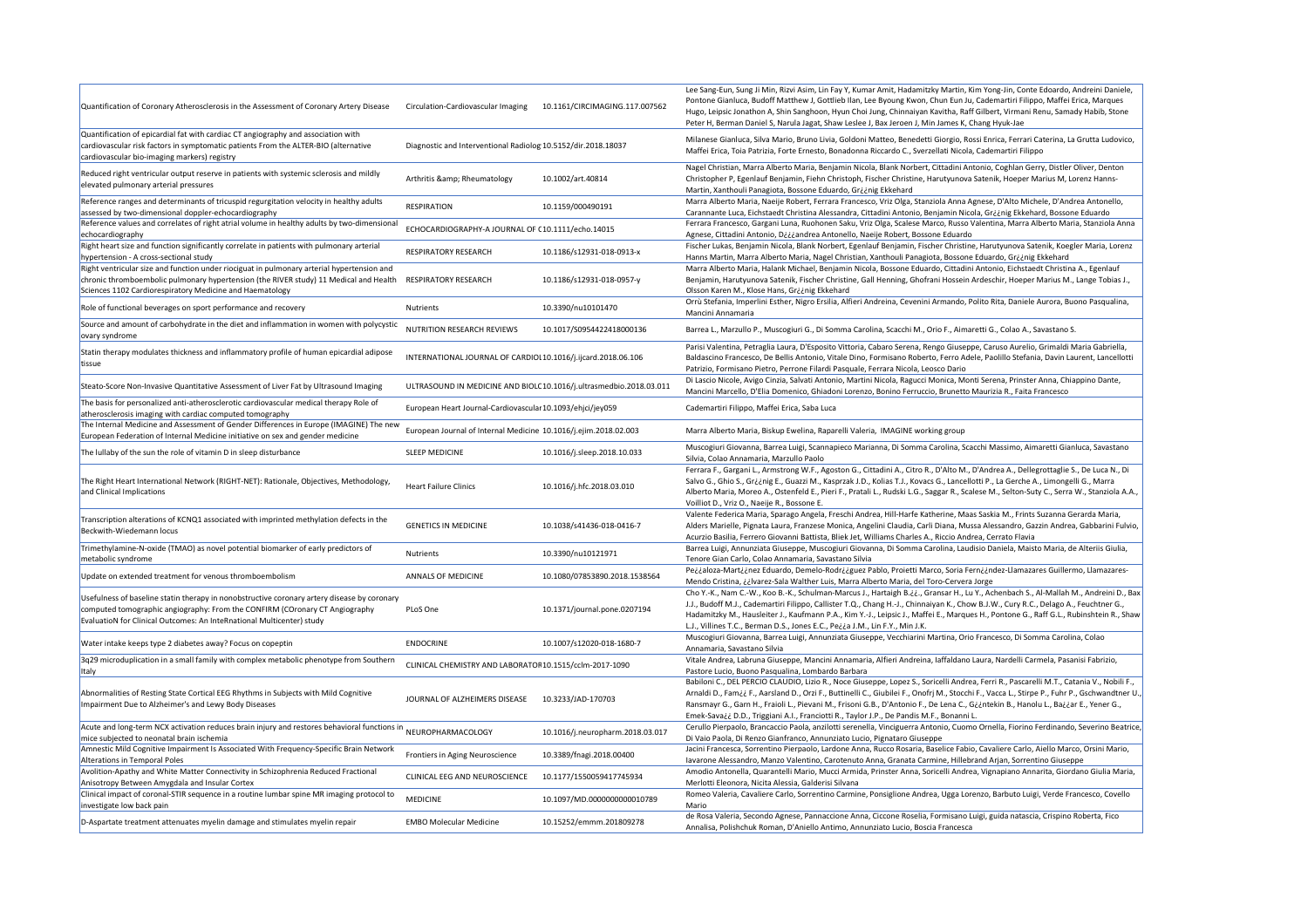| | | | |
|---|---|---|---|
| Quantification of Coronary Atherosclerosis in the Assessment of Coronary Artery Disease | Circulation-Cardiovascular Imaging | 10.1161/CIRCIMAGING.117.007562 | Lee Sang-Eun, Sung Ji Min, Rizvi Asim, Lin Fay Y, Kumar Amit, Hadamitzky Martin, Kim Yong-Jin, Conte Edoardo, Andreini Daniele, Pontone Gianluca, Budoff Matthew J, Gottlieb Ilan, Lee Byoung Kwon, Chun Eun Ju, Cademartiri Filippo, Maffei Erica, Marques Hugo, Leipsic Jonathon A, Shin Sanghoon, Hyun Choi Jung, Chinnaiyan Kavitha, Raff Gilbert, Virmani Renu, Samady Habib, Stone Peter H, Berman Daniel S, Narula Jagat, Shaw Leslee J, Bax Jeroen J, Min James K, Chang Hyuk-Jae |
| Quantification of epicardial fat with cardiac CT angiography and association with cardiovascular risk factors in symptomatic patients From the ALTER-BIO (alternative cardiovascular bio-imaging markers) registry | Diagnostic and Interventional Radiolog | 10.5152/dir.2018.18037 | Milanese Gianluca, Silva Mario, Bruno Livia, Goldoni Matteo, Benedetti Giorgio, Rossi Enrica, Ferrari Caterina, La Grutta Ludovico, Maffei Erica, Toia Patrizia, Forte Ernesto, Bonadonna Riccardo C., Sverzellati Nicola, Cademartiri Filippo |
| Reduced right ventricular output reserve in patients with systemic sclerosis and mildly elevated pulmonary arterial pressures | Arthritis &amp; Rheumatology | 10.1002/art.40814 | Nagel Christian, Marra Alberto Maria, Benjamin Nicola, Blank Norbert, Cittadini Antonio, Coghlan Gerry, Distler Oliver, Denton Christopher P, Egenlauf Benjamin, Fiehn Christoph, Fischer Christine, Harutyunova Satenik, Hoeper Marius M, Lorenz Hanns-Martin, Xanthouli Panagiota, Bossone Eduardo, Gr¿¿nig Ekkehard |
| Reference ranges and determinants of tricuspid regurgitation velocity in healthy adults assessed by two-dimensional doppler-echocardiography | RESPIRATION | 10.1159/000490191 | Marra Alberto Maria, Naeije Robert, Ferrara Francesco, Vriz Olga, Stanziola Anna Agnese, D'Alto Michele, D'Andrea Antonello, Carannante Luca, Eichstaedt Christina Alessandra, Cittadini Antonio, Benjamin Nicola, Gr¿¿nig Ekkehard, Bossone Eduardo |
| Reference values and correlates of right atrial volume in healthy adults by two-dimensional echocardiography | ECHOCARDIOGRAPHY-A JOURNAL OF C | 10.1111/echo.14015 | Ferrara Francesco, Gargani Luna, Ruohonen Saku, Vriz Olga, Scalese Marco, Russo Valentina, Marra Alberto Maria, Stanziola Anna Agnese, Cittadini Antonio, D¿¿¿andrea Antonello, Naeije Robert, Bossone Eduardo |
| Right heart size and function significantly correlate in patients with pulmonary arterial hypertension - A cross-sectional study | RESPIRATORY RESEARCH | 10.1186/s12931-018-0913-x | Fischer Lukas, Benjamin Nicola, Blank Norbert, Egenlauf Benjamin, Fischer Christine, Harutyunova Satenik, Koegler Maria, Lorenz Hanns Martin, Marra Alberto Maria, Nagel Christian, Xanthouli Panagiota, Bossone Eduardo, Gr¿¿nig Ekkehard |
| Right ventricular size and function under riociguat in pulmonary arterial hypertension and chronic thromboembolic pulmonary hypertension (the RIVER study) 11 Medical and Health Sciences 1102 Cardiorespiratory Medicine and Haematology | RESPIRATORY RESEARCH | 10.1186/s12931-018-0957-y | Marra Alberto Maria, Halank Michael, Benjamin Nicola, Bossone Eduardo, Cittadini Antonio, Eichstaedt Christina A., Egenlauf Benjamin, Harutyunova Satenik, Fischer Christine, Gall Henning, Ghofrani Hossein Ardeschir, Hoeper Marius M., Lange Tobias J., Olsson Karen M., Klose Hans, Gr¿¿nig Ekkehard |
| Role of functional beverages on sport performance and recovery | Nutrients | 10.3390/nu10101470 | Orrù Stefania, Imperlini Esther, Nigro Ersilia, Alfieri Andreina, Cevenini Armando, Polito Rita, Daniele Aurora, Buono Pasqualina, Mancini Annamaria |
| Source and amount of carbohydrate in the diet and inflammation in women with polycystic ovary syndrome | NUTRITION RESEARCH REVIEWS | 10.1017/S0954422418000136 | Barrea L., Marzullo P., Muscogiuri G., Di Somma Carolina, Scacchi M., Orio F., Aimaretti G., Colao A., Savastano S. |
| Statin therapy modulates thickness and inflammatory profile of human epicardial adipose tissue | INTERNATIONAL JOURNAL OF CARDIOL | 10.1016/j.ijcard.2018.06.106 | Parisi Valentina, Petraglia Laura, D'Esposito Vittoria, Cabaro Serena, Rengo Giuseppe, Caruso Aurelio, Grimaldi Maria Gabriella, Baldascino Francesco, De Bellis Antonio, Vitale Dino, Formisano Roberto, Ferro Adele, Paolillo Stefania, Davin Laurent, Lancellotti Patrizio, Formisano Pietro, Perrone Filardi Pasquale, Ferrara Nicola, Leosco Dario |
| Steato-Score Non-Invasive Quantitative Assessment of Liver Fat by Ultrasound Imaging | ULTRASOUND IN MEDICINE AND BIOLO | C10.1016/j.ultrasmedbio.2018.03.011 | Di Lascio Nicole, Avigo Cinzia, Salvati Antonio, Martini Nicola, Ragucci Monica, Monti Serena, Prinster Anna, Chiappino Dante, Mancini Marcello, D'Elia Domenico, Ghiadoni Lorenzo, Bonino Ferruccio, Brunetto Maurizia R., Faita Francesco |
| The basis for personalized anti-atherosclerotic cardiovascular medical therapy Role of atherosclerosis imaging with cardiac computed tomography | European Heart Journal-Cardiovascular | 10.1093/ehjci/jey059 | Cademartiri Filippo, Maffei Erica, Saba Luca |
| The Internal Medicine and Assessment of Gender Differences in Europe (IMAGINE) The new European Federation of Internal Medicine initiative on sex and gender medicine | European Journal of Internal Medicine | 10.1016/j.ejim.2018.02.003 | Marra Alberto Maria, Biskup Ewelina, Raparelli Valeria, IMAGINE working group |
| The lullaby of the sun the role of vitamin D in sleep disturbance | SLEEP MEDICINE | 10.1016/j.sleep.2018.10.033 | Muscogiuri Giovanna, Barrea Luigi, Scannapieco Marianna, Di Somma Carolina, Scacchi Massimo, Aimaretti Gianluca, Savastano Silvia, Colao Annamaria, Marzullo Paolo |
| The Right Heart International Network (RIGHT-NET): Rationale, Objectives, Methodology, and Clinical Implications | Heart Failure Clinics | 10.1016/j.hfc.2018.03.010 | Ferrara F., Gargani L., Armstrong W.F., Agoston G., Cittadini A., Citro R., D'Alto M., D'Andrea A., Dellegrottaglie S., De Luca N., Di Salvo G., Ghio S., Gr¿¿nig E., Guazzi M., Kasprzak J.D., Kolias T.J., Kovacs G., Lancellotti P., La Gerche A., Limongelli G., Marra Alberto Maria, Moreo A., Ostenfeld E., Pieri F., Pratali L., Rudski L.G., Saggar R., Scalese M., Selton-Suty C., Serra W., Stanziola A.A., Voilliot D., Vriz O., Naeije R., Bossone E. |
| Transcription alterations of KCNQ1 associated with imprinted methylation defects in the Beckwith-Wiedemann locus | GENETICS IN MEDICINE | 10.1038/s41436-018-0416-7 | Valente Federica Maria, Sparago Angela, Freschi Andrea, Hill-Harfe Katherine, Maas Saskia M., Frints Suzanna Gerarda Maria, Alders Marielle, Pignata Laura, Franzese Monica, Angelini Claudia, Carli Diana, Mussa Alessandro, Gazzin Andrea, Gabbarini Fulvio, Acurzio Basilia, Ferrero Giovanni Battista, Bliek Jet, Williams Charles A., Riccio Andrea, Cerrato Flavia |
| Trimethylamine-N-oxide (TMAO) as novel potential biomarker of early predictors of metabolic syndrome | Nutrients | 10.3390/nu10121971 | Barrea Luigi, Annunziata Giuseppe, Muscogiuri Giovanna, Di Somma Carolina, Laudisio Daniela, Maisto Maria, de Alteriis Giulia, Tenore Gian Carlo, Colao Annamaria, Savastano Silvia |
| Update on extended treatment for venous thromboembolism | ANNALS OF MEDICINE | 10.1080/07853890.2018.1538564 | Pe¿¿aloza-Mart¿¿nez Eduardo, Demelo-Rodr¿¿guez Pablo, Proietti Marco, Soria Fern¿¿ndez-Llamazares Guillermo, Llamazares-Mendo Cristina, ¿¿lvarez-Sala Walther Luis, Marra Alberto Maria, del Toro-Cervera Jorge |
| Usefulness of baseline statin therapy in nonobstructive coronary artery disease by coronary computed tomographic angiography: From the CONFIRM (COronary CT Angiography EvaluatioN for Clinical Outcomes: An InteRnational Multicenter) study | PLoS One | 10.1371/journal.pone.0207194 | Cho Y.-K., Nam C.-W., Koo B.-K., Schulman-Marcus J., Hartaigh B.¿¿., Gransar H., Lu Y., Achenbach S., Al-Mallah M., Andreini D., Bax J.J., Budoff M.J., Cademartiri Filippo, Callister T.Q., Chang H.-J., Chinnaiyan K., Chow B.J.W., Cury R.C., Delago A., Feuchtner G., Hadamitzky M., Hausleiter J., Kaufmann P.A., Kim Y.-J., Leipsic J., Maffei E., Marques H., Pontone G., Raff G.L., Rubinshtein R., Shaw L.J., Villines T.C., Berman D.S., Jones E.C., Pe¿¿a J.M., Lin F.Y., Min J.K. |
| Water intake keeps type 2 diabetes away? Focus on copeptin | ENDOCRINE | 10.1007/s12020-018-1680-7 | Muscogiuri Giovanna, Barrea Luigi, Annunziata Giuseppe, Vecchiarini Martina, Orio Francesco, Di Somma Carolina, Colao Annamaria, Savastano Silvia |
| 3q29 microduplication in a small family with complex metabolic phenotype from Southern Italy | CLINICAL CHEMISTRY AND LABORATOR | 10.1515/cclm-2017-1090 | Vitale Andrea, Labruna Giuseppe, Mancini Annamaria, Alfieri Andreina, Iaffaldano Laura, Nardelli Carmela, Pasanisi Fabrizio, Pastore Lucio, Buono Pasqualina, Lombardo Barbara |
| Abnormalities of Resting State Cortical EEG Rhythms in Subjects with Mild Cognitive Impairment Due to Alzheimer's and Lewy Body Diseases | JOURNAL OF ALZHEIMERS DISEASE | 10.3233/JAD-170703 | Babiloni C., DEL PERCIO CLAUDIO, Lizio R., Noce Giuseppe, Lopez S., Soricelli Andrea, Ferri R., Pascarelli M.T., Catania V., Nobili F., Arnaldi D., Fam¿¿ F., Aarsland D., Orzi F., Buttinelli C., Giubilei F., Onofrj M., Stocchi F., Vacca L., Stirpe P., Fuhr P., Gschwandtner U., Ransmayr G., Garn H., Fraioli L., Pievani M., Frisoni G.B., D'Antonio F., De Lena C., G¿¿ntekin B., Hanolu L., Ba¿¿ar E., Yener G., Emek-Sava¿¿ D.D., Triggiani A.I., Franciotti R., Taylor J.P., De Pandis M.F., Bonanni L. |
| Acute and long-term NCX activation reduces brain injury and restores behavioral functions in mice subjected to neonatal brain ischemia | NEUROPHARMACOLOGY | 10.1016/j.neuropharm.2018.03.017 | Cerullo Pierpaolo, Brancaccio Paola, anzilotti serenella, Vinciguerra Antonio, Cuomo Ornella, Fiorino Ferdinando, Severino Beatrice, Di Vaio Paola, Di Renzo Gianfranco, Annunziato Lucio, Pignataro Giuseppe |
| Amnestic Mild Cognitive Impairment Is Associated With Frequency-Specific Brain Network Alterations in Temporal Poles | Frontiers in Aging Neuroscience | 10.3389/fnagi.2018.00400 | Jacini Francesca, Sorrentino Pierpaolo, Lardone Anna, Rucco Rosaria, Baselice Fabio, Cavaliere Carlo, Aiello Marco, Orsini Mario, Iavarone Alessandro, Manzo Valentino, Carotenuto Anna, Granata Carmine, Hillebrand Arjan, Sorrentino Giuseppe |
| Avolition-Apathy and White Matter Connectivity in Schizophrenia Reduced Fractional Anisotropy Between Amygdala and Insular Cortex | CLINICAL EEG AND NEUROSCIENCE | 10.1177/1550059417745934 | Amodio Antonella, Quarantelli Mario, Mucci Armida, Prinster Anna, Soricelli Andrea, Vignapiano Annarita, Giordano Giulia Maria, Merlotti Eleonora, Nicita Alessia, Galderisi Silvana |
| Clinical impact of coronal-STIR sequence in a routine lumbar spine MR imaging protocol to investigate low back pain | MEDICINE | 10.1097/MD.0000000000010789 | Romeo Valeria, Cavaliere Carlo, Sorrentino Carmine, Ponsiglione Andrea, Ugga Lorenzo, Barbuto Luigi, Verde Francesco, Covello Mario |
| D-Aspartate treatment attenuates myelin damage and stimulates myelin repair | EMBO Molecular Medicine | 10.15252/emmm.201809278 | de Rosa Valeria, Secondo Agnese, Pannaccione Anna, Ciccone Roselia, Formisano Luigi, guida natascia, Crispino Roberta, Fico Annalisa, Polishchuk Roman, D'Aniello Antimo, Annunziato Lucio, Boscia Francesca |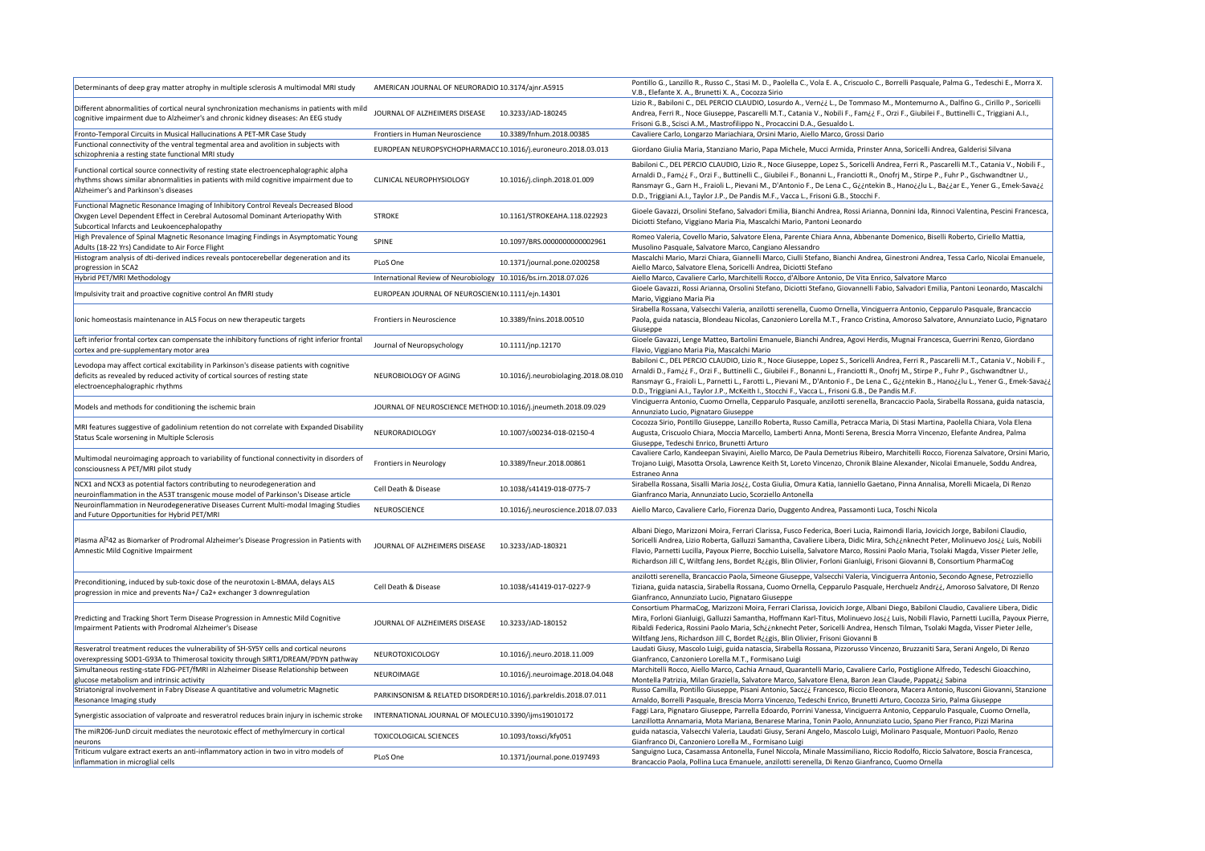| | | | |
|---|---|---|---|
| Determinants of deep gray matter atrophy in multiple sclerosis A multimodal MRI study | AMERICAN JOURNAL OF NEURORADIO | 10.3174/ajnr.A5915 | Pontillo G., Lanzillo R., Russo C., Stasi M. D., Paolella C., Vola E. A., Criscuolo C., Borrelli Pasquale, Palma G., Tedeschi E., Morra X. V.B., Elefante X. A., Brunetti X. A., Cocozza Sirio |
| Different abnormalities of cortical neural synchronization mechanisms in patients with mild cognitive impairment due to Alzheimer's and chronic kidney diseases: An EEG study | JOURNAL OF ALZHEIMERS DISEASE | 10.3233/JAD-180245 | Lizio R., Babiloni C., DEL PERCIO CLAUDIO, Losurdo A., Vern¿¿ L., De Tommaso M., Montemurno A., Dalfino G., Cirillo P., Soricelli Andrea, Ferri R., Noce Giuseppe, Pascarelli M.T., Catania V., Nobili F., Fam¿¿ F., Orzi F., Giubilei F., Buttinelli C., Triggiani A.I., Frisoni G.B., Scisci A.M., Mastrofilippo N., Procaccini D.A., Gesualdo L. |
| Fronto-Temporal Circuits in Musical Hallucinations A PET-MR Case Study | Frontiers in Human Neuroscience | 10.3389/fnhum.2018.00385 | Cavaliere Carlo, Longarzo Mariachiara, Orsini Mario, Aiello Marco, Grossi Dario |
| Functional connectivity of the ventral tegmental area and avolition in subjects with schizophrenia a resting state functional MRI study | EUROPEAN NEUROPSYCHOPHARMACC | 10.1016/j.euroneuro.2018.03.013 | Giordano Giulia Maria, Stanziano Mario, Papa Michele, Mucci Armida, Prinster Anna, Soricelli Andrea, Galderisi Silvana |
| Functional cortical source connectivity of resting state electroencephalographic alpha rhythms shows similar abnormalities in patients with mild cognitive impairment due to Alzheimer's and Parkinson's diseases | CLINICAL NEUROPHYSIOLOGY | 10.1016/j.clinph.2018.01.009 | Babiloni C., DEL PERCIO CLAUDIO, Lizio R., Noce Giuseppe, Lopez S., Soricelli Andrea, Ferri R., Pascarelli M.T., Catania V., Nobili F., Arnaldi D., Fam¿¿ F., Orzi F., Buttinelli C., Giubilei F., Bonanni L., Franciotti R., Onofrj M., Stirpe P., Fuhr P., Gschwandtner U., Ransmayr G., Garn H., Fraioli L., Pievani M., D'Antonio F., De Lena C., G¿¿ntekin B., Hano¿¿lu L., Ba¿¿ar E., Yener G., Emek-Sava¿¿ D.D., Triggiani A.I., Taylor J.P., De Pandis M.F., Vacca L., Frisoni G.B., Stocchi F. |
| Functional Magnetic Resonance Imaging of Inhibitory Control Reveals Decreased Blood Oxygen Level Dependent Effect in Cerebral Autosomal Dominant Arteriopathy With Subcortical Infarcts and Leukoencephalopathy | STROKE | 10.1161/STROKEAHA.118.022923 | Gioele Gavazzi, Orsolini Stefano, Salvadori Emilia, Bianchi Andrea, Rossi Arianna, Donnini Ida, Rinnoci Valentina, Pescini Francesca, Diciotti Stefano, Viggiano Maria Pia, Mascalchi Mario, Pantoni Leonardo |
| High Prevalence of Spinal Magnetic Resonance Imaging Findings in Asymptomatic Young Adults (18-22 Yrs) Candidate to Air Force Flight | SPINE | 10.1097/BRS.0000000000002961 | Romeo Valeria, Covello Mario, Salvatore Elena, Parente Chiara Anna, Abbenante Domenico, Biselli Roberto, Ciriello Mattia, Musolino Pasquale, Salvatore Marco, Cangiano Alessandro |
| Histogram analysis of dti-derived indices reveals pontocerebellar degeneration and its progression in SCA2 | PLoS One | 10.1371/journal.pone.0200258 | Mascalchi Mario, Marzi Chiara, Giannelli Marco, Ciulli Stefano, Bianchi Andrea, Ginestroni Andrea, Tessa Carlo, Nicolai Emanuele, Aiello Marco, Salvatore Elena, Soricelli Andrea, Diciotti Stefano |
| Hybrid PET/MRI Methodology | International Review of Neurobiology | 10.1016/bs.irn.2018.07.026 | Aiello Marco, Cavaliere Carlo, Marchitelli Rocco, d'Albore Antonio, De Vita Enrico, Salvatore Marco |
| Impulsivity trait and proactive cognitive control An fMRI study | EUROPEAN JOURNAL OF NEUROSCIEN | 10.1111/ejn.14301 | Gioele Gavazzi, Rossi Arianna, Orsolini Stefano, Diciotti Stefano, Giovannelli Fabio, Salvadori Emilia, Pantoni Leonardo, Mascalchi Mario, Viggiano Maria Pia |
| Ionic homeostasis maintenance in ALS Focus on new therapeutic targets | Frontiers in Neuroscience | 10.3389/fnins.2018.00510 | Sirabella Rossana, Valsecchi Valeria, anzilotti serenella, Cuomo Ornella, Vinciguerra Antonio, Cepparulo Pasquale, Brancaccio Paola, guida natascia, Blondeau Nicolas, Canzoniero Lorella M.T., Franco Cristina, Amoroso Salvatore, Annunziato Lucio, Pignataro Giuseppe |
| Left inferior frontal cortex can compensate the inhibitory functions of right inferior frontal cortex and pre-supplementary motor area | Journal of Neuropsychology | 10.1111/jnp.12170 | Gioele Gavazzi, Lenge Matteo, Bartolini Emanuele, Bianchi Andrea, Agovi Herdis, Mugnai Francesca, Guerrini Renzo, Giordano Flavio, Viggiano Maria Pia, Mascalchi Mario |
| Levodopa may affect cortical excitability in Parkinson's disease patients with cognitive deficits as revealed by reduced activity of cortical sources of resting state electroencephalographic rhythms | NEUROBIOLOGY OF AGING | 10.1016/j.neurobiolaging.2018.010 | Babiloni C., DEL PERCIO CLAUDIO, Lizio R., Noce Giuseppe, Lopez S., Soricelli Andrea, Ferri R., Pascarelli M.T., Catania V., Nobili F., Arnaldi D., Fam¿¿ F., Orzi F., Buttinelli C., Giubilei F., Bonanni L., Franciotti R., Onofrj M., Stirpe P., Fuhr P., Gschwandtner U., Ransmayr G., Fraioli L., Parnetti L., Farotti L., Pievani M., D'Antonio F., De Lena C., G¿¿ntekin B., Hano¿¿lu L., Yener G., Emek-Sava¿¿ D.D., Triggiani A.I., Taylor J.P., McKeith I., Stocchi F., Vacca L., Frisoni G.B., De Pandis M.F. |
| Models and methods for conditioning the ischemic brain | JOURNAL OF NEUROSCIENCE METHOD | 10.1016/j.jneumeth.2018.09.029 | Vinciguerra Antonio, Cuomo Ornella, Cepparulo Pasquale, anzilotti serenella, Brancaccio Paola, Sirabella Rossana, guida natascia, Annunziato Lucio, Pignataro Giuseppe |
| MRI features suggestive of gadolinium retention do not correlate with Expanded Disability Status Scale worsening in Multiple Sclerosis | NEURORADIOLOGY | 10.1007/s00234-018-02150-4 | Cocozza Sirio, Pontillo Giuseppe, Lanzillo Roberta, Russo Camilla, Petracca Maria, Di Stasi Martina, Paolella Chiara, Vola Elena Augusta, Criscuolo Chiara, Moccia Marcello, Lamberti Anna, Monti Serena, Brescia Morra Vincenzo, Elefante Andrea, Palma Giuseppe, Tedeschi Enrico, Brunetti Arturo |
| Multimodal neuroimaging approach to variability of functional connectivity in disorders of consciousness A PET/MRI pilot study | Frontiers in Neurology | 10.3389/fneur.2018.00861 | Cavaliere Carlo, Kandeepan Sivayini, Aiello Marco, De Paula Demetrius Ribeiro, Marchitelli Rocco, Fiorenza Salvatore, Orsini Mario, Trojano Luigi, Masotta Orsola, Lawrence Keith St, Loreto Vincenzo, Chronik Blaine Alexander, Nicolai Emanuele, Soddu Andrea, Estraneo Anna |
| NCX1 and NCX3 as potential factors contributing to neurodegeneration and neuroinflammation in the A53T transgenic mouse model of Parkinson's Disease article | Cell Death & Disease | 10.1038/s41419-018-0775-7 | Sirabella Rossana, Sisalli Maria Jos¿¿, Costa Giulia, Omura Katia, Ianniello Gaetano, Pinna Annalisa, Morelli Micaela, Di Renzo Gianfranco Maria, Annunziato Lucio, Scorziello Antonella |
| Neuroinflammation in Neurodegenerative Diseases Current Multi-modal Imaging Studies and Future Opportunities for Hybrid PET/MRI | NEUROSCIENCE | 10.1016/j.neuroscience.2018.07.033 | Aiello Marco, Cavaliere Carlo, Fiorenza Dario, Duggento Andrea, Passamonti Luca, Toschi Nicola |
| Plasma Aβ42 as Biomarker of Prodromal Alzheimer's Disease Progression in Patients with Amnestic Mild Cognitive Impairment | JOURNAL OF ALZHEIMERS DISEASE | 10.3233/JAD-180321 | Albani Diego, Marizzoni Moira, Ferrari Clarissa, Fusco Federica, Boeri Lucia, Raimondi Ilaria, Jovicich Jorge, Babiloni Claudio, Soricelli Andrea, Lizio Roberta, Galluzzi Samantha, Cavaliere Libera, Didic Mira, Sch¿¿nknecht Peter, Molinuevo Jos¿¿ Luis, Nobili Flavio, Parnetti Lucilla, Payoux Pierre, Bocchio Luisella, Salvatore Marco, Rossini Paolo Maria, Tsolaki Magda, Visser Pieter Jelle, Richardson Jill C, Wiltfang Jens, Bordet R¿¿gis, Blin Olivier, Forloni Gianluigi, Frisoni Giovanni B, Consortium PharmaCog |
| Preconditioning, induced by sub-toxic dose of the neurotoxin L-BMAA, delays ALS progression in mice and prevents Na+/ Ca2+ exchanger 3 downregulation | Cell Death & Disease | 10.1038/s41419-017-0227-9 | anzilotti serenella, Brancaccio Paola, Simeone Giuseppe, Valsecchi Valeria, Vinciguerra Antonio, Secondo Agnese, Petrozziello Tiziana, guida natascia, Sirabella Rossana, Cuomo Ornella, Cepparulo Pasquale, Herchuelz Andr¿¿, Amoroso Salvatore, DI Renzo Gianfranco, Annunziato Lucio, Pignataro Giuseppe |
| Predicting and Tracking Short Term Disease Progression in Amnestic Mild Cognitive Impairment Patients with Prodromal Alzheimer's Disease | JOURNAL OF ALZHEIMERS DISEASE | 10.3233/JAD-180152 | Consortium PharmaCog, Marizzoni Moira, Ferrari Clarissa, Jovicich Jorge, Albani Diego, Babiloni Claudio, Cavaliere Libera, Didic Mira, Forloni Gianluigi, Galluzzi Samantha, Hoffmann Karl-Titus, Molinuevo Jos¿¿ Luis, Nobili Flavio, Parnetti Lucilla, Payoux Pierre, Ribaldi Federica, Rossini Paolo Maria, Sch¿¿nknecht Peter, Soricelli Andrea, Hensch Tilman, Tsolaki Magda, Visser Pieter Jelle, Wiltfang Jens, Richardson Jill C, Bordet R¿¿gis, Blin Olivier, Frisoni Giovanni B |
| Resveratrol treatment reduces the vulnerability of SH-SY5Y cells and cortical neurons overexpressing SOD1-G93A to Thimerosal toxicity through SIRT1/DREAM/PDYN pathway | NEUROTOXICOLOGY | 10.1016/j.neuro.2018.11.009 | Laudati Giusy, Mascolo Luigi, guida natascia, Sirabella Rossana, Pizzorusso Vincenzo, Bruzzaniti Sara, Serani Angelo, Di Renzo Gianfranco, Canzoniero Lorella M.T., Formisano Luigi |
| Simultaneous resting-state FDG-PET/fMRI in Alzheimer Disease Relationship between glucose metabolism and intrinsic activity | NEUROIMAGE | 10.1016/j.neuroimage.2018.04.048 | Marchitelli Rocco, Aiello Marco, Cachia Arnaud, Quarantelli Mario, Cavaliere Carlo, Postiglione Alfredo, Tedeschi Gioacchino, Montella Patrizia, Milan Graziella, Salvatore Marco, Salvatore Elena, Baron Jean Claude, Pappat¿¿ Sabina |
| Striatonigral involvement in Fabry Disease A quantitative and volumetric Magnetic Resonance Imaging study | PARKINSONISM & RELATED DISORDER | 10.1016/j.parkreldis.2018.07.011 | Russo Camilla, Pontillo Giuseppe, Pisani Antonio, Sacc¿¿ Francesco, Riccio Eleonora, Macera Antonio, Rusconi Giovanni, Stanzione Arnaldo, Borrelli Pasquale, Brescia Morra Vincenzo, Tedeschi Enrico, Brunetti Arturo, Cocozza Sirio, Palma Giuseppe |
| Synergistic association of valproate and resveratrol reduces brain injury in ischemic stroke | INTERNATIONAL JOURNAL OF MOLECU | 10.3390/ijms19010172 | Faggi Lara, Pignataro Giuseppe, Parrella Edoardo, Porrini Vanessa, Vinciguerra Antonio, Cepparulo Pasquale, Cuomo Ornella, Lanzillotta Annamaria, Mota Mariana, Benarese Marina, Tonin Paolo, Annunziato Lucio, Spano Pier Franco, Pizzi Marina |
| The miR206-JunD circuit mediates the neurotoxic effect of methylmercury in cortical neurons | TOXICOLOGICAL SCIENCES | 10.1093/toxsci/kfy051 | guida natascia, Valsecchi Valeria, Laudati Giusy, Serani Angelo, Mascolo Luigi, Molinaro Pasquale, Montuori Paolo, Renzo Gianfranco Di, Canzoniero Lorella M., Formisano Luigi |
| Triticum vulgare extract exerts an anti-inflammatory action in two in vitro models of inflammation in microglial cells | PLoS One | 10.1371/journal.pone.0197493 | Sanguigno Luca, Casamassa Antonella, Funel Niccola, Minale Massimiliano, Riccio Rodolfo, Riccio Salvatore, Boscia Francesca, Brancaccio Paola, Pollina Luca Emanuele, anzilotti serenella, Di Renzo Gianfranco, Cuomo Ornella |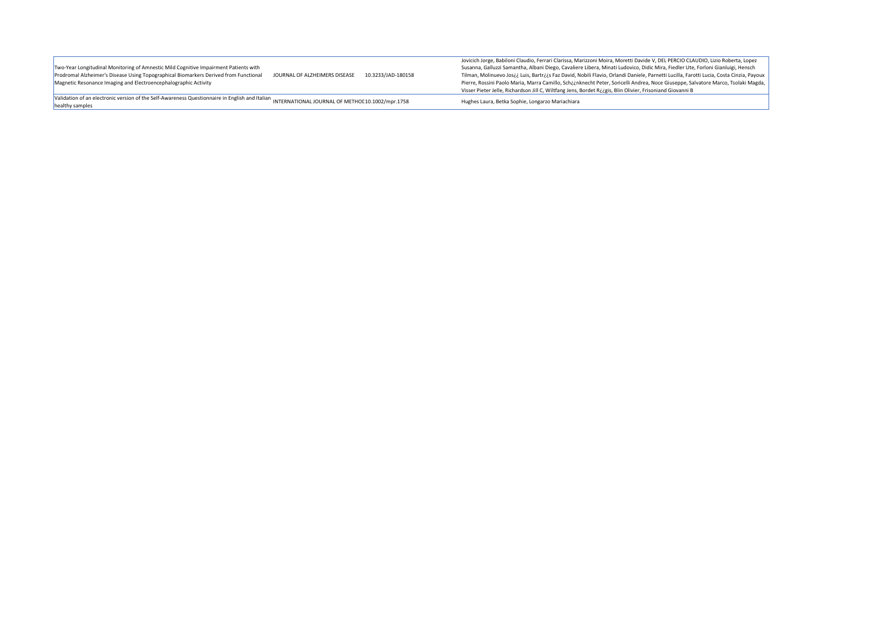| | | | |
|---|---|---|---|
| Two-Year Longitudinal Monitoring of Amnestic Mild Cognitive Impairment Patients with Prodromal Alzheimer's Disease Using Topographical Biomarkers Derived from Functional Magnetic Resonance Imaging and Electroencephalographic Activity | JOURNAL OF ALZHEIMERS DISEASE | 10.3233/JAD-180158 | Jovicich Jorge, Babiloni Claudio, Ferrari Clarissa, Marizzoni Moira, Moretti Davide V, DEL PERCIO CLAUDIO, Lizio Roberta, Lopez Susanna, Galluzzi Samantha, Albani Diego, Cavaliere Libera, Minati Ludovico, Didic Mira, Fiedler Ute, Forloni Gianluigi, Hensch Tilman, Molinuevo Jos¿¿ Luis, Bartr¿¿s Faz David, Nobili Flavio, Orlandi Daniele, Parnetti Lucilla, Farotti Lucia, Costa Cinzia, Payoux Pierre, Rossini Paolo Maria, Marra Camillo, Sch¿¿nknecht Peter, Soricelli Andrea, Noce Giuseppe, Salvatore Marco, Tsolaki Magda, Visser Pieter Jelle, Richardson Jill C, Wiltfang Jens, Bordet R¿¿gis, Blin Olivier, Frisoniand Giovanni B |
| Validation of an electronic version of the Self-Awareness Questionnaire in English and Italian healthy samples | INTERNATIONAL JOURNAL OF METHOD | 10.1002/mpr.1758 | Hughes Laura, Betka Sophie, Longarzo Mariachiara |